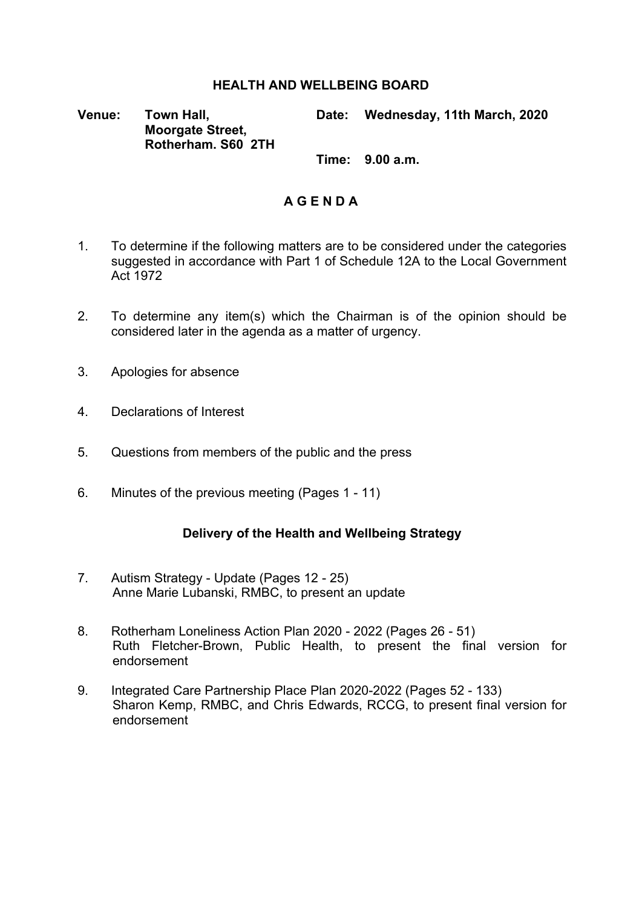# HEALTH AND WELLBEING BOARD

**Venue:** **Town Hall, Moorgate Street, Rotherham. S60 2TH**

**Date:** **Wednesday, 11th March, 2020**

**Time:** **9.00 a.m.**

## A G E N D A

1. To determine if the following matters are to be considered under the categories suggested in accordance with Part 1 of Schedule 12A to the Local Government Act 1972

2. To determine any item(s) which the Chairman is of the opinion should be considered later in the agenda as a matter of urgency.

3. Apologies for absence

4. Declarations of Interest

5. Questions from members of the public and the press

6. Minutes of the previous meeting (Pages 1 - 11)

### Delivery of the Health and Wellbeing Strategy

7. Autism Strategy - Update (Pages 12 - 25)
   Anne Marie Lubanski, RMBC, to present an update

8. Rotherham Loneliness Action Plan 2020 - 2022 (Pages 26 - 51)
   Ruth Fletcher-Brown, Public Health, to present the final version for endorsement

9. Integrated Care Partnership Place Plan 2020-2022 (Pages 52 - 133)
   Sharon Kemp, RMBC, and Chris Edwards, RCCG, to present final version for endorsement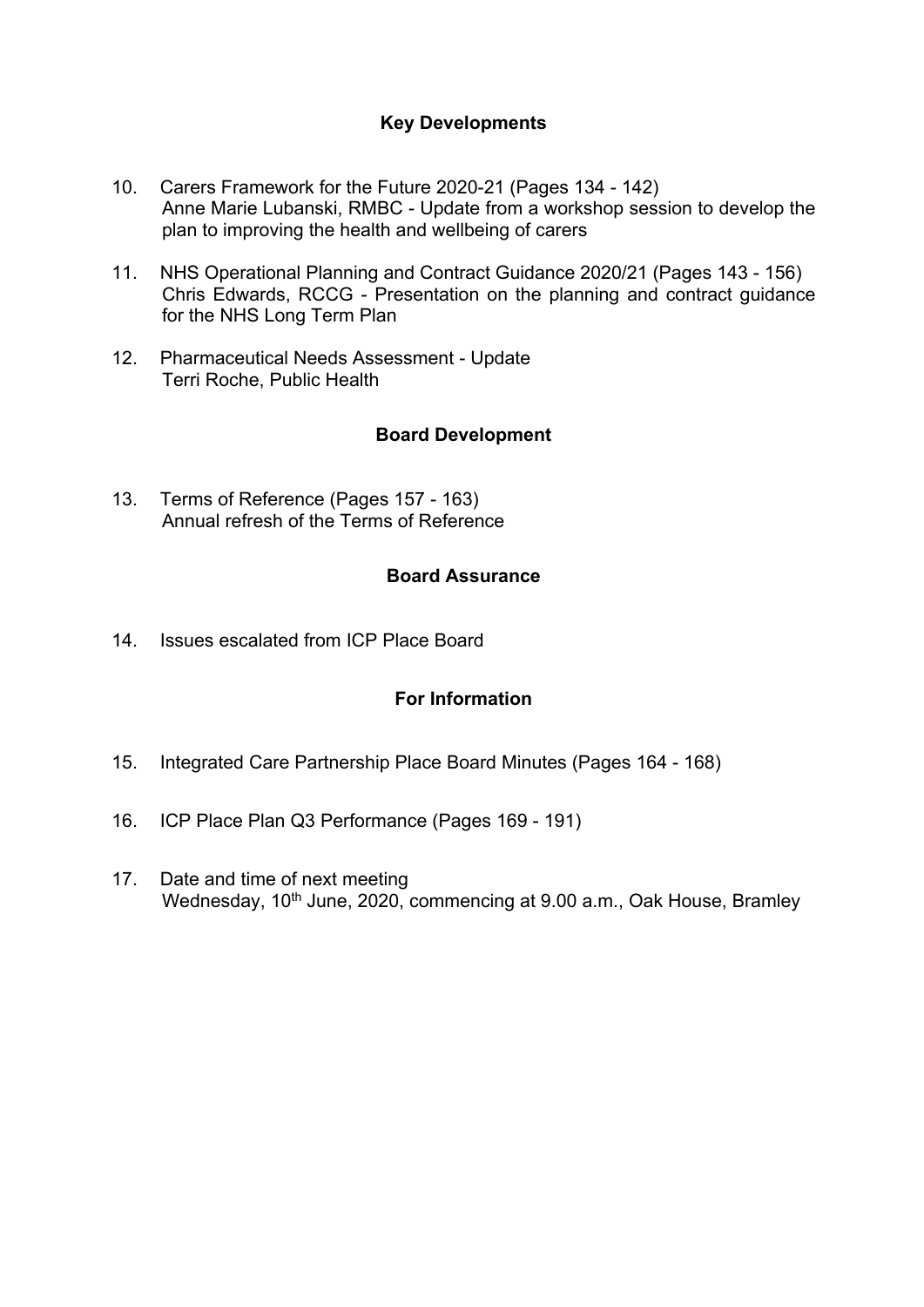## Key Developments

10. Carers Framework for the Future 2020-21 (Pages 134 - 142)
    Anne Marie Lubanski, RMBC - Update from a workshop session to develop the plan to improving the health and wellbeing of carers

11. NHS Operational Planning and Contract Guidance 2020/21 (Pages 143 - 156)
    Chris Edwards, RCCG - Presentation on the planning and contract guidance for the NHS Long Term Plan

12. Pharmaceutical Needs Assessment - Update
    Terri Roche, Public Health

## Board Development

13. Terms of Reference (Pages 157 - 163)
    Annual refresh of the Terms of Reference

## Board Assurance

14. Issues escalated from ICP Place Board

## For Information

15. Integrated Care Partnership Place Board Minutes (Pages 164 - 168)

16. ICP Place Plan Q3 Performance (Pages 169 - 191)

17. Date and time of next meeting
    Wednesday, 10th June, 2020, commencing at 9.00 a.m., Oak House, Bramley